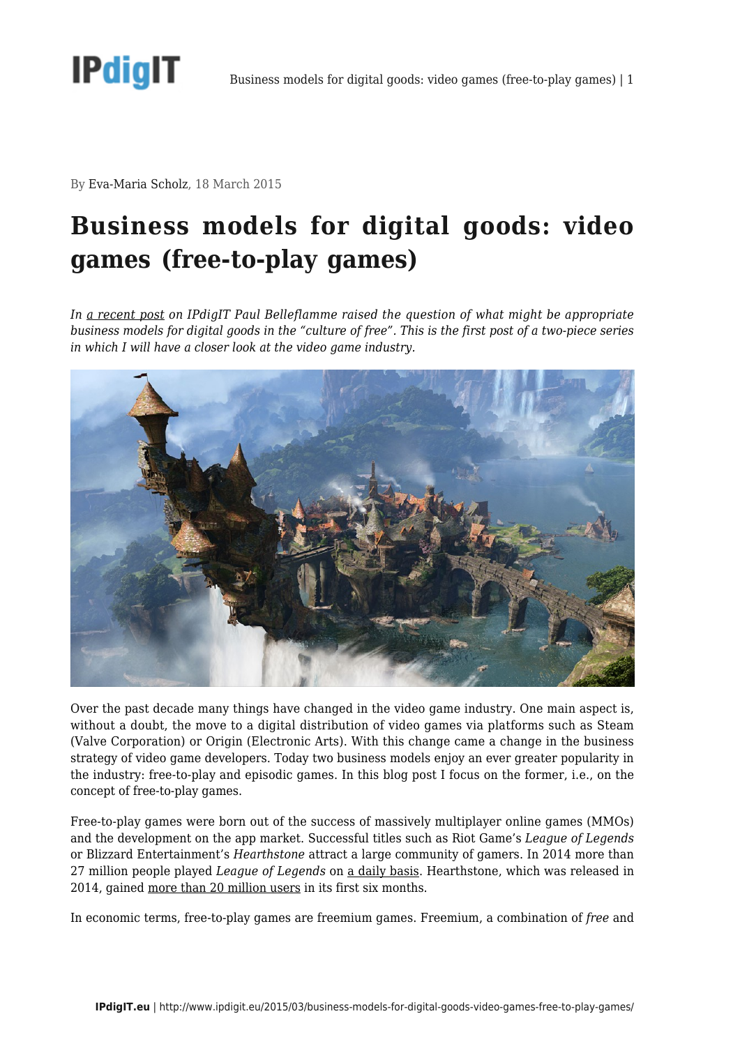By Eva-Maria Scholz, 18 March 2015

# Business models for digital goods: video games (free-to-play games)

*In a recent post on IPdigIT Paul Belleflamme raised the question of what might be appropriate business models for digital goods in the "culture of free". This is the first post of a two-piece series in which I will have a closer look at the video game industry.*

Over the past decade many things have changed in the video game industry. One main aspect is, without a doubt, the move to a digital distribution of video games via platforms such as Steam (Valve Corporation) or Origin (Electronic Arts). With this change came a change in the business strategy of video game developers. Today two business models enjoy an ever greater popularity in the industry: free-to-play and episodic games. In this blog post I focus on the former, i.e., on the concept of free-to-play games.

Free-to-play games were born out of the success of massively multiplayer online games (MMOs) and the development on the app market. Successful titles such as Riot Game's *League of Legends* or Blizzard Entertainment's *Hearthstone* attract a large community of gamers. In 2014 more than 27 million people played *League of Legends* on a daily basis. Hearthstone, which was released in 2014, gained more than 20 million users in its first six months.

In economic terms, free-to-play games are freemium games. Freemium, a combination of *free* and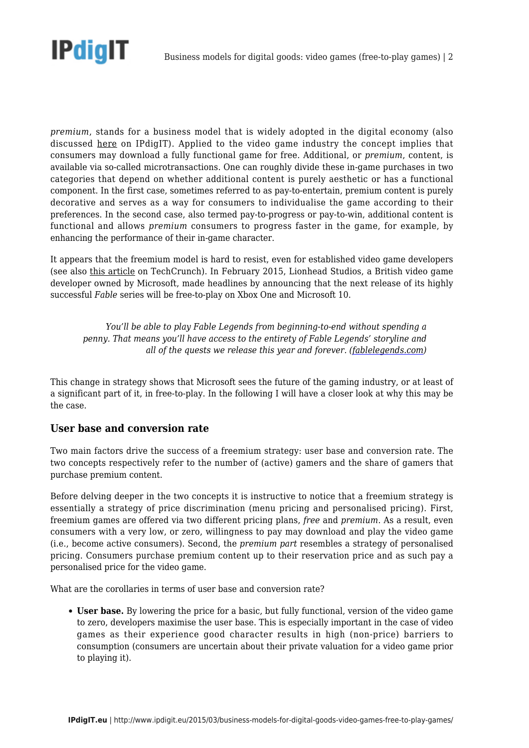*premium*, stands for a business model that is widely adopted in the digital economy (also discussed here on IPdigIT). Applied to the video game industry the concept implies that consumers may download a fully functional game for free. Additional, or *premium*, content, is available via so-called microtransactions. One can roughly divide these in-game purchases in two categories that depend on whether additional content is purely aesthetic or has a functional component. In the first case, sometimes referred to as pay-to-entertain, premium content is purely decorative and serves as a way for consumers to individualise the game according to their preferences. In the second case, also termed pay-to-progress or pay-to-win, additional content is functional and allows *premium* consumers to progress faster in the game, for example, by enhancing the performance of their in-game character.

It appears that the freemium model is hard to resist, even for established video game developers (see also this article on TechCrunch). In February 2015, Lionhead Studios, a British video game developer owned by Microsoft, made headlines by announcing that the next release of its highly successful *Fable* series will be free-to-play on Xbox One and Microsoft 10.

> *You'll be able to play Fable Legends from beginning-to-end without spending a penny. That means you'll have access to the entirety of Fable Legends' storyline and all of the quests we release this year and forever. (fablelegends.com)*

This change in strategy shows that Microsoft sees the future of the gaming industry, or at least of a significant part of it, in free-to-play. In the following I will have a closer look at why this may be the case.

### User base and conversion rate

Two main factors drive the success of a freemium strategy: user base and conversion rate. The two concepts respectively refer to the number of (active) gamers and the share of gamers that purchase premium content.

Before delving deeper in the two concepts it is instructive to notice that a freemium strategy is essentially a strategy of price discrimination (menu pricing and personalised pricing). First, freemium games are offered via two different pricing plans, *free* and *premium*. As a result, even consumers with a very low, or zero, willingness to pay may download and play the video game (i.e., become active consumers). Second, the *premium part* resembles a strategy of personalised pricing. Consumers purchase premium content up to their reservation price and as such pay a personalised price for the video game.

What are the corollaries in terms of user base and conversion rate?

- **User base.** By lowering the price for a basic, but fully functional, version of the video game to zero, developers maximise the user base. This is especially important in the case of video games as their experience good character results in high (non-price) barriers to consumption (consumers are uncertain about their private valuation for a video game prior to playing it).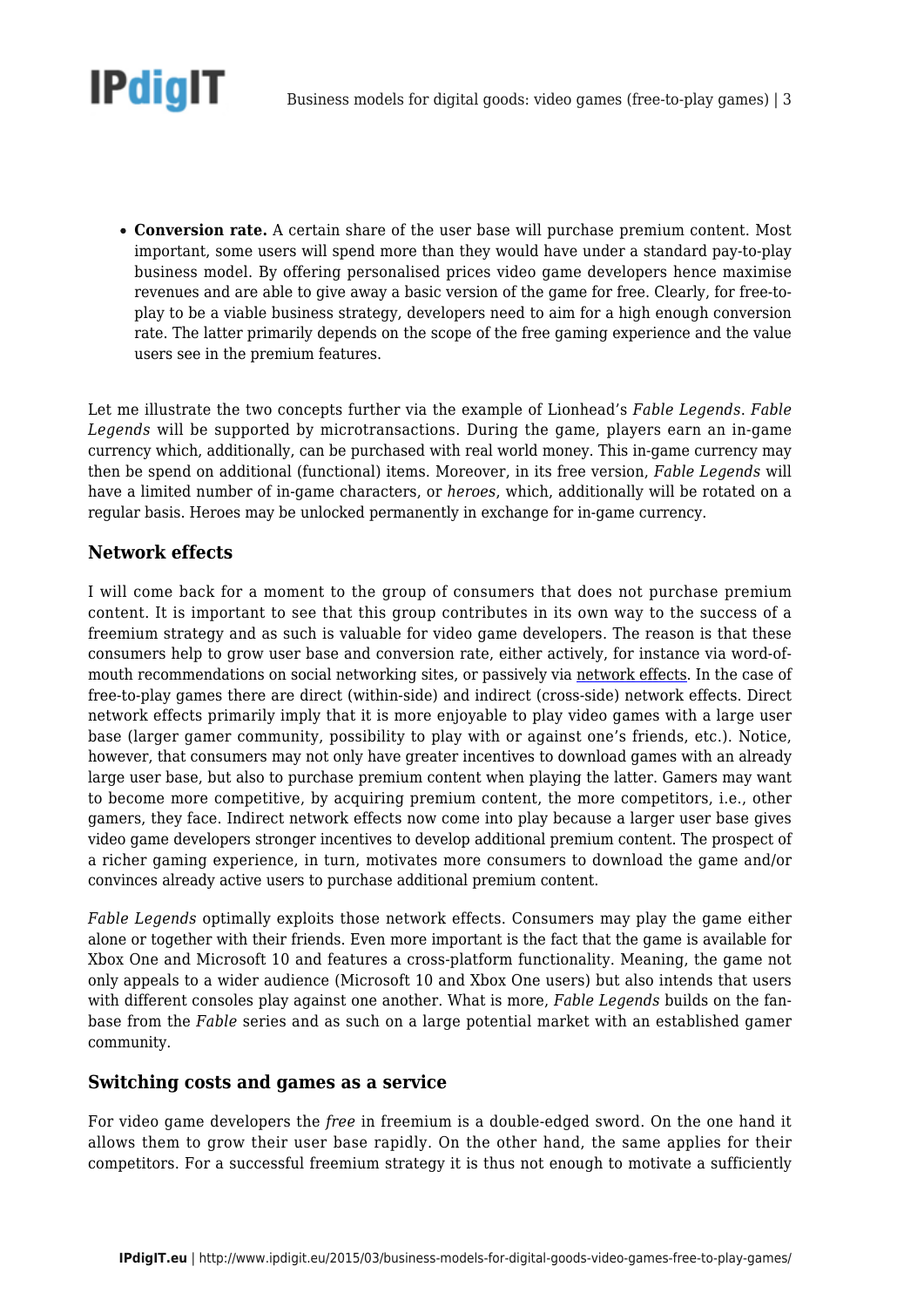- **Conversion rate.** A certain share of the user base will purchase premium content. Most important, some users will spend more than they would have under a standard pay-to-play business model. By offering personalised prices video game developers hence maximise revenues and are able to give away a basic version of the game for free. Clearly, for free-to-play to be a viable business strategy, developers need to aim for a high enough conversion rate. The latter primarily depends on the scope of the free gaming experience and the value users see in the premium features.

Let me illustrate the two concepts further via the example of Lionhead's *Fable Legends*. *Fable Legends* will be supported by microtransactions. During the game, players earn an in-game currency which, additionally, can be purchased with real world money. This in-game currency may then be spend on additional (functional) items. Moreover, in its free version, *Fable Legends* will have a limited number of in-game characters, or *heroes*, which, additionally will be rotated on a regular basis. Heroes may be unlocked permanently in exchange for in-game currency.

### Network effects

I will come back for a moment to the group of consumers that does not purchase premium content. It is important to see that this group contributes in its own way to the success of a freemium strategy and as such is valuable for video game developers. The reason is that these consumers help to grow user base and conversion rate, either actively, for instance via word-of-mouth recommendations on social networking sites, or passively via network effects. In the case of free-to-play games there are direct (within-side) and indirect (cross-side) network effects. Direct network effects primarily imply that it is more enjoyable to play video games with a large user base (larger gamer community, possibility to play with or against one's friends, etc.). Notice, however, that consumers may not only have greater incentives to download games with an already large user base, but also to purchase premium content when playing the latter. Gamers may want to become more competitive, by acquiring premium content, the more competitors, i.e., other gamers, they face. Indirect network effects now come into play because a larger user base gives video game developers stronger incentives to develop additional premium content. The prospect of a richer gaming experience, in turn, motivates more consumers to download the game and/or convinces already active users to purchase additional premium content.

*Fable Legends* optimally exploits those network effects. Consumers may play the game either alone or together with their friends. Even more important is the fact that the game is available for Xbox One and Microsoft 10 and features a cross-platform functionality. Meaning, the game not only appeals to a wider audience (Microsoft 10 and Xbox One users) but also intends that users with different consoles play against one another. What is more, *Fable Legends* builds on the fan-base from the *Fable* series and as such on a large potential market with an established gamer community.

### Switching costs and games as a service

For video game developers the *free* in freemium is a double-edged sword. On the one hand it allows them to grow their user base rapidly. On the other hand, the same applies for their competitors. For a successful freemium strategy it is thus not enough to motivate a sufficiently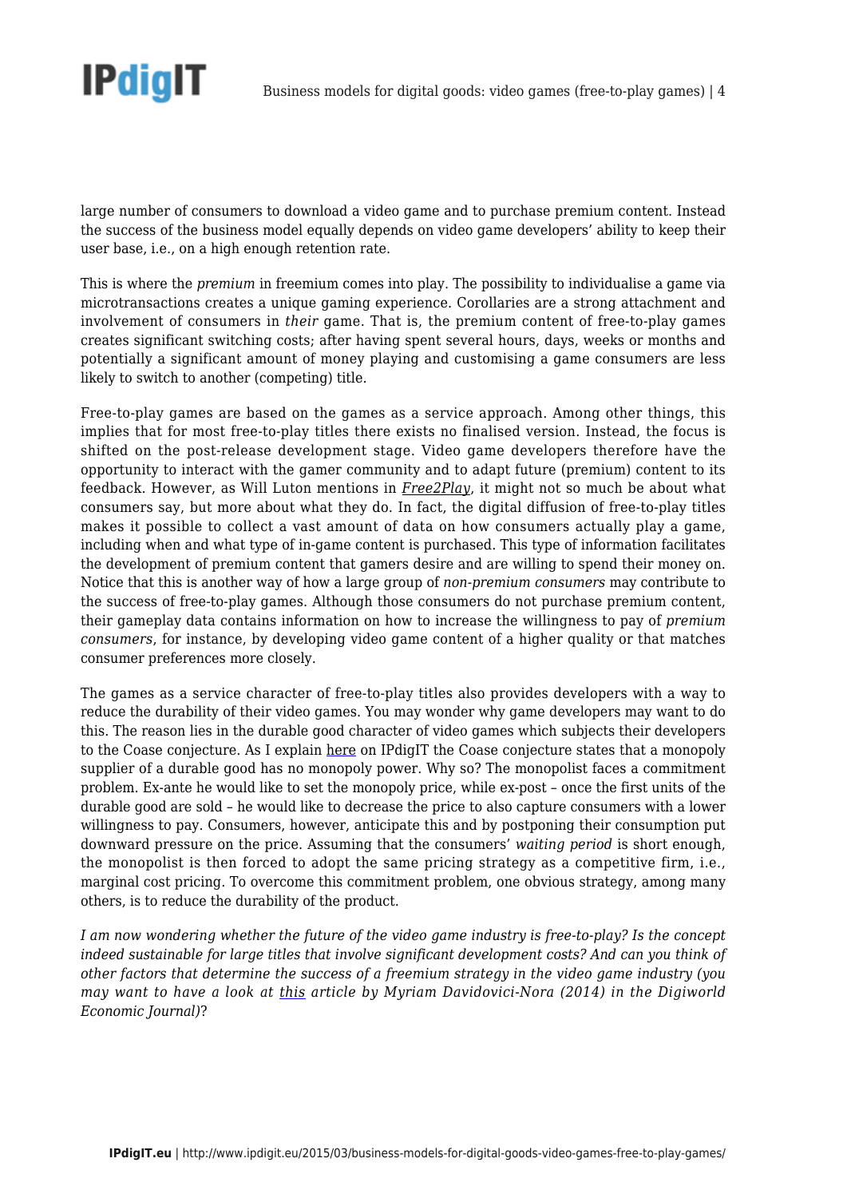large number of consumers to download a video game and to purchase premium content. Instead the success of the business model equally depends on video game developers' ability to keep their user base, i.e., on a high enough retention rate.

This is where the *premium* in freemium comes into play. The possibility to individualise a game via microtransactions creates a unique gaming experience. Corollaries are a strong attachment and involvement of consumers in *their* game. That is, the premium content of free-to-play games creates significant switching costs; after having spent several hours, days, weeks or months and potentially a significant amount of money playing and customising a game consumers are less likely to switch to another (competing) title.

Free-to-play games are based on the games as a service approach. Among other things, this implies that for most free-to-play titles there exists no finalised version. Instead, the focus is shifted on the post-release development stage. Video game developers therefore have the opportunity to interact with the gamer community and to adapt future (premium) content to its feedback. However, as Will Luton mentions in *Free2Play*, it might not so much be about what consumers say, but more about what they do. In fact, the digital diffusion of free-to-play titles makes it possible to collect a vast amount of data on how consumers actually play a game, including when and what type of in-game content is purchased. This type of information facilitates the development of premium content that gamers desire and are willing to spend their money on. Notice that this is another way of how a large group of *non-premium consumers* may contribute to the success of free-to-play games. Although those consumers do not purchase premium content, their gameplay data contains information on how to increase the willingness to pay of *premium consumers*, for instance, by developing video game content of a higher quality or that matches consumer preferences more closely.

The games as a service character of free-to-play titles also provides developers with a way to reduce the durability of their video games. You may wonder why game developers may want to do this. The reason lies in the durable good character of video games which subjects their developers to the Coase conjecture. As I explain here on IPdigIT the Coase conjecture states that a monopoly supplier of a durable good has no monopoly power. Why so? The monopolist faces a commitment problem. Ex-ante he would like to set the monopoly price, while ex-post – once the first units of the durable good are sold – he would like to decrease the price to also capture consumers with a lower willingness to pay. Consumers, however, anticipate this and by postponing their consumption put downward pressure on the price. Assuming that the consumers' *waiting period* is short enough, the monopolist is then forced to adopt the same pricing strategy as a competitive firm, i.e., marginal cost pricing. To overcome this commitment problem, one obvious strategy, among many others, is to reduce the durability of the product.

*I am now wondering whether the future of the video game industry is free-to-play? Is the concept indeed sustainable for large titles that involve significant development costs? And can you think of other factors that determine the success of a freemium strategy in the video game industry (you may want to have a look at this article by Myriam Davidovici-Nora (2014) in the Digiworld Economic Journal)?*